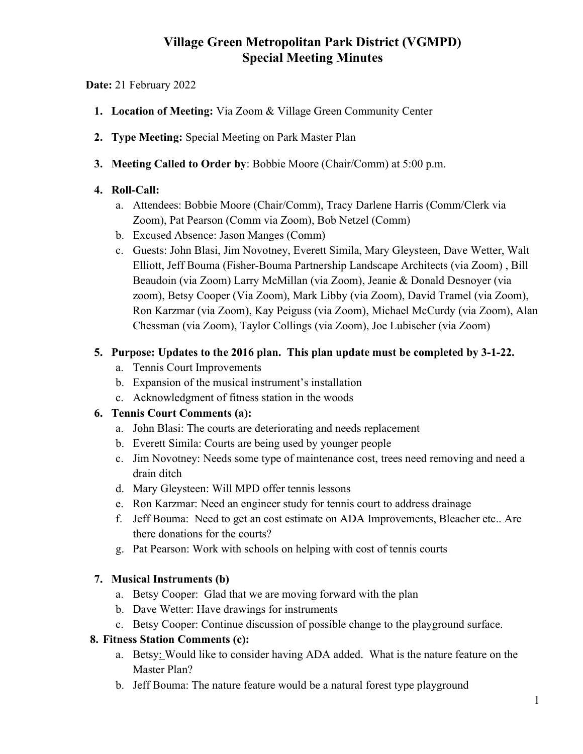# Village Green Metropolitan Park District (VGMPD)
## Special Meeting Minutes

**Date:** 21 February 2022

1. **Location of Meeting:** Via Zoom & Village Green Community Center
2. **Type Meeting:** Special Meeting on Park Master Plan
3. **Meeting Called to Order by**: Bobbie Moore (Chair/Comm) at 5:00 p.m.
4. **Roll-Call:**
   a. Attendees: Bobbie Moore (Chair/Comm), Tracy Darlene Harris (Comm/Clerk via Zoom), Pat Pearson (Comm via Zoom), Bob Netzel (Comm)
   b. Excused Absence: Jason Manges (Comm)
   c. Guests: John Blasi, Jim Novotney, Everett Simila, Mary Gleysteen, Dave Wetter, Walt Elliott, Jeff Bouma (Fisher-Bouma Partnership Landscape Architects (via Zoom) , Bill Beaudoin (via Zoom) Larry McMillan (via Zoom), Jeanie & Donald Desnoyer (via zoom), Betsy Cooper (Via Zoom), Mark Libby (via Zoom), David Tramel (via Zoom), Ron Karzmar (via Zoom), Kay Peiguss (via Zoom), Michael McCurdy (via Zoom), Alan Chessman (via Zoom), Taylor Collings (via Zoom), Joe Lubischer (via Zoom)
5. **Purpose: Updates to the 2016 plan. This plan update must be completed by 3-1-22.**
   a. Tennis Court Improvements
   b. Expansion of the musical instrument's installation
   c. Acknowledgment of fitness station in the woods
6. **Tennis Court Comments (a):**
   a. John Blasi: The courts are deteriorating and needs replacement
   b. Everett Simila: Courts are being used by younger people
   c. Jim Novotney: Needs some type of maintenance cost, trees need removing and need a drain ditch
   d. Mary Gleysteen: Will MPD offer tennis lessons
   e. Ron Karzmar: Need an engineer study for tennis court to address drainage
   f. Jeff Bouma: Need to get an cost estimate on ADA Improvements, Bleacher etc.. Are there donations for the courts?
   g. Pat Pearson: Work with schools on helping with cost of tennis courts
7. **Musical Instruments (b)**
   a. Betsy Cooper: Glad that we are moving forward with the plan
   b. Dave Wetter: Have drawings for instruments
   c. Betsy Cooper: Continue discussion of possible change to the playground surface.
8. **Fitness Station Comments (c):**
   a. Betsy: Would like to consider having ADA added. What is the nature feature on the Master Plan?
   b. Jeff Bouma: The nature feature would be a natural forest type playground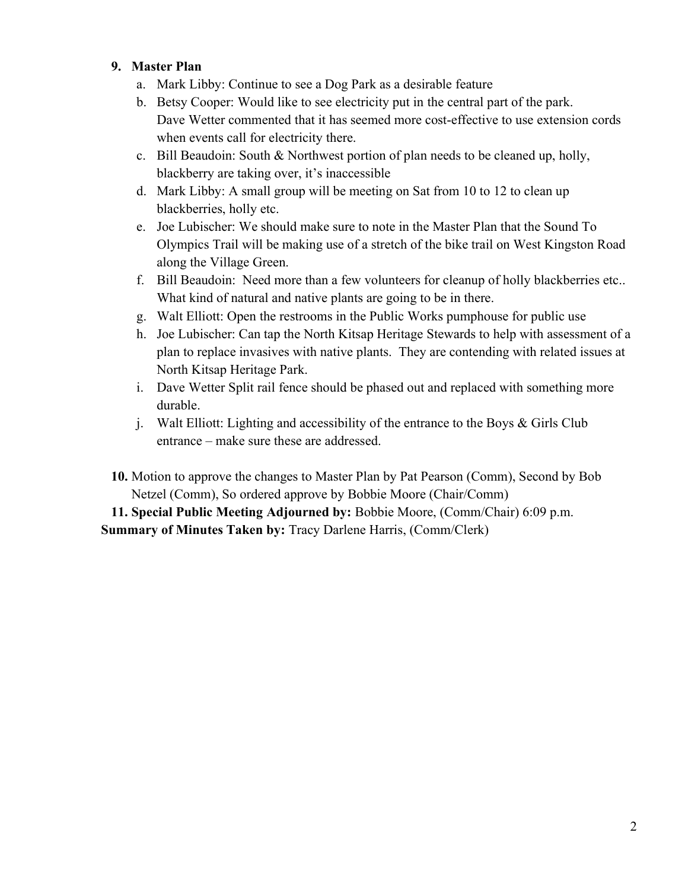9. **Master Plan**
   a. Mark Libby: Continue to see a Dog Park as a desirable feature
   b. Betsy Cooper: Would like to see electricity put in the central part of the park. Dave Wetter commented that it has seemed more cost-effective to use extension cords when events call for electricity there.
   c. Bill Beaudoin: South & Northwest portion of plan needs to be cleaned up, holly, blackberry are taking over, it's inaccessible
   d. Mark Libby: A small group will be meeting on Sat from 10 to 12 to clean up blackberries, holly etc.
   e. Joe Lubischer: We should make sure to note in the Master Plan that the Sound To Olympics Trail will be making use of a stretch of the bike trail on West Kingston Road along the Village Green.
   f. Bill Beaudoin: Need more than a few volunteers for cleanup of holly blackberries etc.. What kind of natural and native plants are going to be in there.
   g. Walt Elliott: Open the restrooms in the Public Works pumphouse for public use
   h. Joe Lubischer: Can tap the North Kitsap Heritage Stewards to help with assessment of a plan to replace invasives with native plants. They are contending with related issues at North Kitsap Heritage Park.
   i. Dave Wetter Split rail fence should be phased out and replaced with something more durable.
   j. Walt Elliott: Lighting and accessibility of the entrance to the Boys & Girls Club entrance – make sure these are addressed.

10. Motion to approve the changes to Master Plan by Pat Pearson (Comm), Second by Bob Netzel (Comm), So ordered approve by Bobbie Moore (Chair/Comm)

11. **Special Public Meeting Adjourned by:** Bobbie Moore, (Comm/Chair) 6:09 p.m.

**Summary of Minutes Taken by:** Tracy Darlene Harris, (Comm/Clerk)